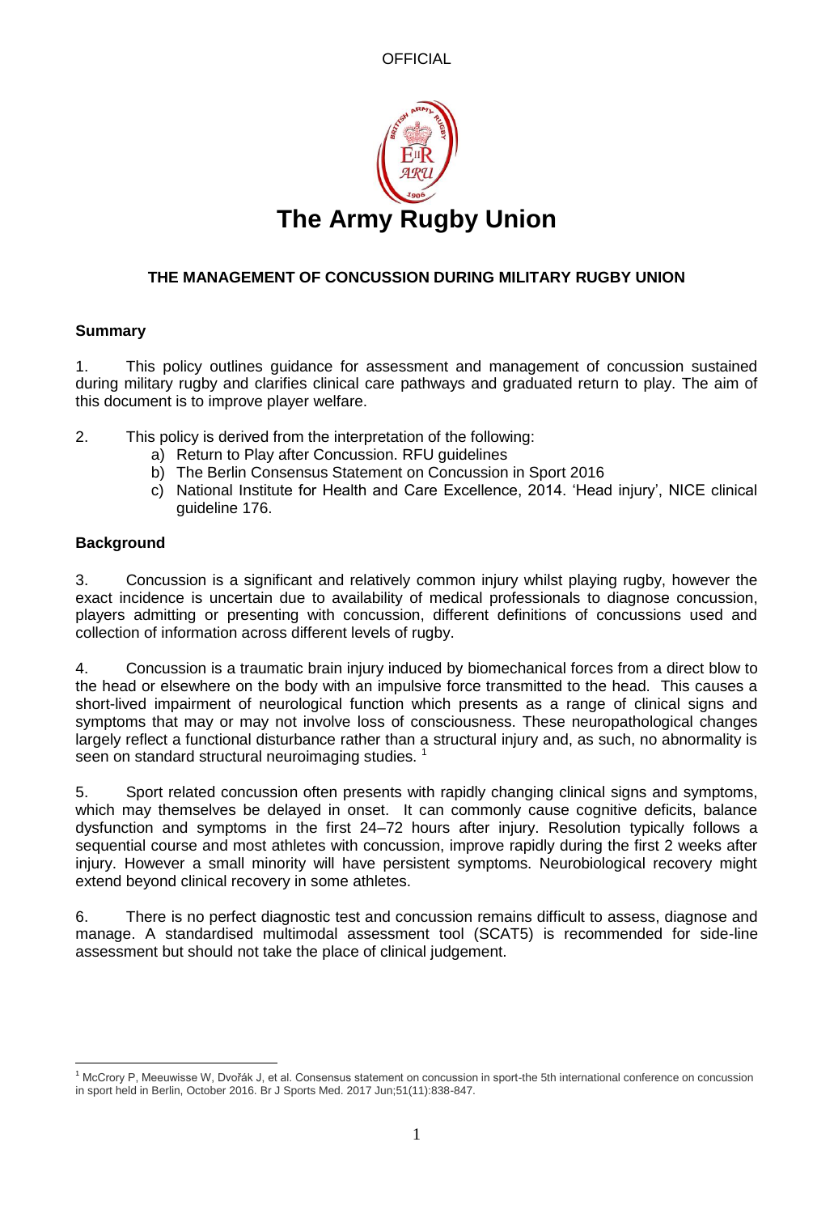OFFICIAL

# The Army Rugby Union

## THE MANAGEMENT OF CONCUSSION DURING MILITARY RUGBY UNION

### Summary

1. This policy outlines guidance for assessment and management of concussion sustained during military rugby and clarifies clinical care pathways and graduated return to play. The aim of this document is to improve player welfare.

2. This policy is derived from the interpretation of the following:
   a) Return to Play after Concussion. RFU guidelines
   b) The Berlin Consensus Statement on Concussion in Sport 2016
   c) National Institute for Health and Care Excellence, 2014. 'Head injury', NICE clinical guideline 176.

### Background

3. Concussion is a significant and relatively common injury whilst playing rugby, however the exact incidence is uncertain due to availability of medical professionals to diagnose concussion, players admitting or presenting with concussion, different definitions of concussions used and collection of information across different levels of rugby.

4. Concussion is a traumatic brain injury induced by biomechanical forces from a direct blow to the head or elsewhere on the body with an impulsive force transmitted to the head. This causes a short-lived impairment of neurological function which presents as a range of clinical signs and symptoms that may or may not involve loss of consciousness. These neuropathological changes largely reflect a functional disturbance rather than a structural injury and, as such, no abnormality is seen on standard structural neuroimaging studies. [1]

5. Sport related concussion often presents with rapidly changing clinical signs and symptoms, which may themselves be delayed in onset. It can commonly cause cognitive deficits, balance dysfunction and symptoms in the first 24–72 hours after injury. Resolution typically follows a sequential course and most athletes with concussion, improve rapidly during the first 2 weeks after injury. However a small minority will have persistent symptoms. Neurobiological recovery might extend beyond clinical recovery in some athletes.

6. There is no perfect diagnostic test and concussion remains difficult to assess, diagnose and manage. A standardised multimodal assessment tool (SCAT5) is recommended for side-line assessment but should not take the place of clinical judgement.

[1] McCrory P, Meeuwisse W, Dvořák J, et al. Consensus statement on concussion in sport-the 5th international conference on concussion in sport held in Berlin, October 2016. Br J Sports Med. 2017 Jun;51(11):838-847.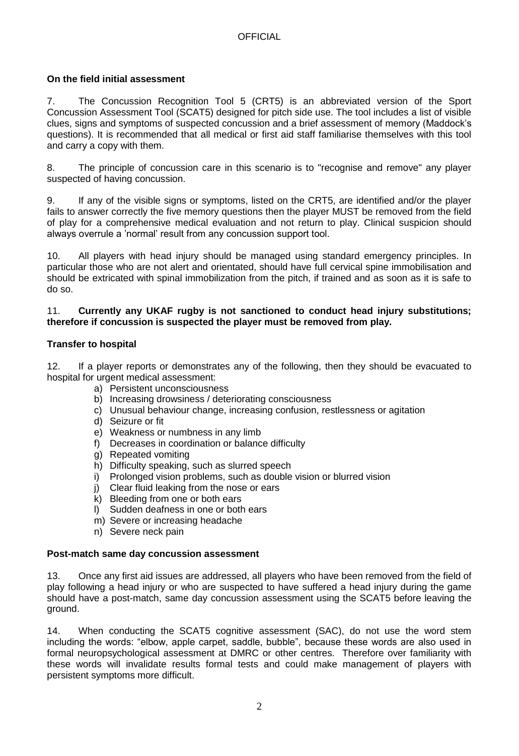### On the field initial assessment

7. The Concussion Recognition Tool 5 (CRT5) is an abbreviated version of the Sport Concussion Assessment Tool (SCAT5) designed for pitch side use. The tool includes a list of visible clues, signs and symptoms of suspected concussion and a brief assessment of memory (Maddock's questions). It is recommended that all medical or first aid staff familiarise themselves with this tool and carry a copy with them.

8. The principle of concussion care in this scenario is to "recognise and remove" any player suspected of having concussion.

9. If any of the visible signs or symptoms, listed on the CRT5, are identified and/or the player fails to answer correctly the five memory questions then the player MUST be removed from the field of play for a comprehensive medical evaluation and not return to play. Clinical suspicion should always overrule a 'normal' result from any concussion support tool.

10. All players with head injury should be managed using standard emergency principles. In particular those who are not alert and orientated, should have full cervical spine immobilisation and should be extricated with spinal immobilization from the pitch, if trained and as soon as it is safe to do so.

11. **Currently any UKAF rugby is not sanctioned to conduct head injury substitutions; therefore if concussion is suspected the player must be removed from play.**

### Transfer to hospital

12. If a player reports or demonstrates any of the following, then they should be evacuated to hospital for urgent medical assessment:

a) Persistent unconsciousness
b) Increasing drowsiness / deteriorating consciousness
c) Unusual behaviour change, increasing confusion, restlessness or agitation
d) Seizure or fit
e) Weakness or numbness in any limb
f) Decreases in coordination or balance difficulty
g) Repeated vomiting
h) Difficulty speaking, such as slurred speech
i) Prolonged vision problems, such as double vision or blurred vision
j) Clear fluid leaking from the nose or ears
k) Bleeding from one or both ears
l) Sudden deafness in one or both ears
m) Severe or increasing headache
n) Severe neck pain

### Post-match same day concussion assessment

13. Once any first aid issues are addressed, all players who have been removed from the field of play following a head injury or who are suspected to have suffered a head injury during the game should have a post-match, same day concussion assessment using the SCAT5 before leaving the ground.

14. When conducting the SCAT5 cognitive assessment (SAC), do not use the word stem including the words: "elbow, apple carpet, saddle, bubble", because these words are also used in formal neuropsychological assessment at DMRC or other centres. Therefore over familiarity with these words will invalidate results formal tests and could make management of players with persistent symptoms more difficult.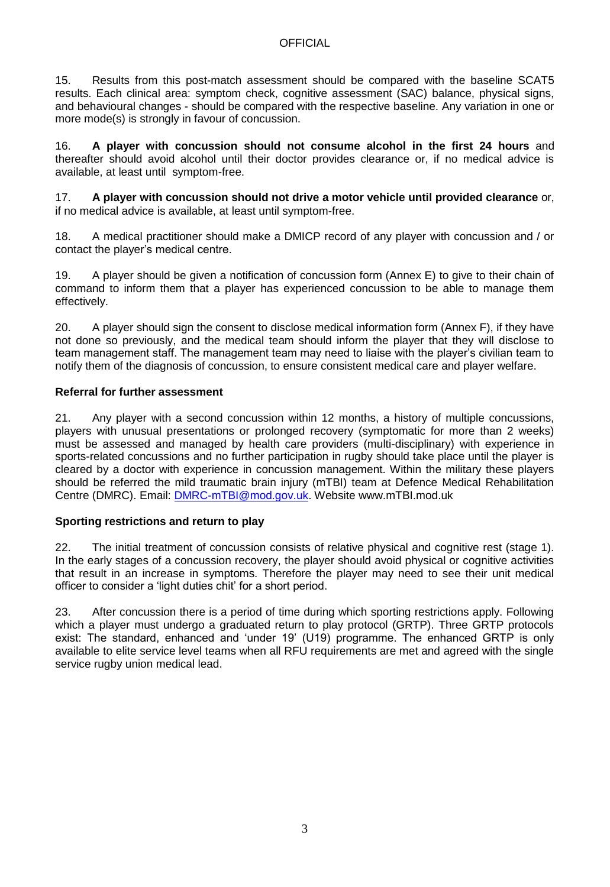15. Results from this post-match assessment should be compared with the baseline SCAT5 results. Each clinical area: symptom check, cognitive assessment (SAC) balance, physical signs, and behavioural changes - should be compared with the respective baseline. Any variation in one or more mode(s) is strongly in favour of concussion.

16. **A player with concussion should not consume alcohol in the first 24 hours** and thereafter should avoid alcohol until their doctor provides clearance or, if no medical advice is available, at least until symptom-free.

17. **A player with concussion should not drive a motor vehicle until provided clearance** or, if no medical advice is available, at least until symptom-free.

18. A medical practitioner should make a DMICP record of any player with concussion and / or contact the player's medical centre.

19. A player should be given a notification of concussion form (Annex E) to give to their chain of command to inform them that a player has experienced concussion to be able to manage them effectively.

20. A player should sign the consent to disclose medical information form (Annex F), if they have not done so previously, and the medical team should inform the player that they will disclose to team management staff. The management team may need to liaise with the player's civilian team to notify them of the diagnosis of concussion, to ensure consistent medical care and player welfare.

**Referral for further assessment**

21. Any player with a second concussion within 12 months, a history of multiple concussions, players with unusual presentations or prolonged recovery (symptomatic for more than 2 weeks) must be assessed and managed by health care providers (multi-disciplinary) with experience in sports-related concussions and no further participation in rugby should take place until the player is cleared by a doctor with experience in concussion management. Within the military these players should be referred the mild traumatic brain injury (mTBI) team at Defence Medical Rehabilitation Centre (DMRC). Email: DMRC-mTBI@mod.gov.uk. Website www.mTBI.mod.uk

**Sporting restrictions and return to play**

22. The initial treatment of concussion consists of relative physical and cognitive rest (stage 1). In the early stages of a concussion recovery, the player should avoid physical or cognitive activities that result in an increase in symptoms. Therefore the player may need to see their unit medical officer to consider a 'light duties chit' for a short period.

23. After concussion there is a period of time during which sporting restrictions apply. Following which a player must undergo a graduated return to play protocol (GRTP). Three GRTP protocols exist: The standard, enhanced and 'under 19' (U19) programme. The enhanced GRTP is only available to elite service level teams when all RFU requirements are met and agreed with the single service rugby union medical lead.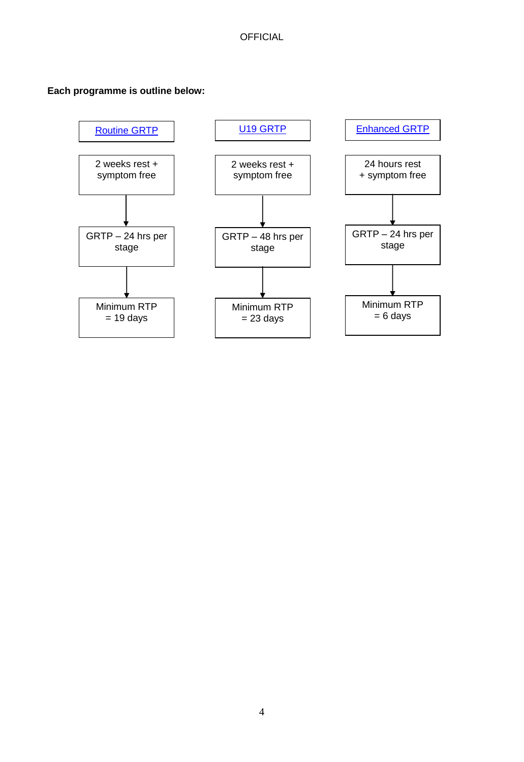**Each programme is outline below:**

| Routine GRTP | U19 GRTP | Enhanced GRTP |
|---|---|---|
| 2 weeks rest + symptom free | 2 weeks rest + symptom free | 24 hours rest + symptom free |
| ↓ | ↓ | ↓ |
| GRTP – 24 hrs per stage | GRTP – 48 hrs per stage | GRTP – 24 hrs per stage |
| ↓ | ↓ | ↓ |
| Minimum RTP = 19 days | Minimum RTP = 23 days | Minimum RTP = 6 days |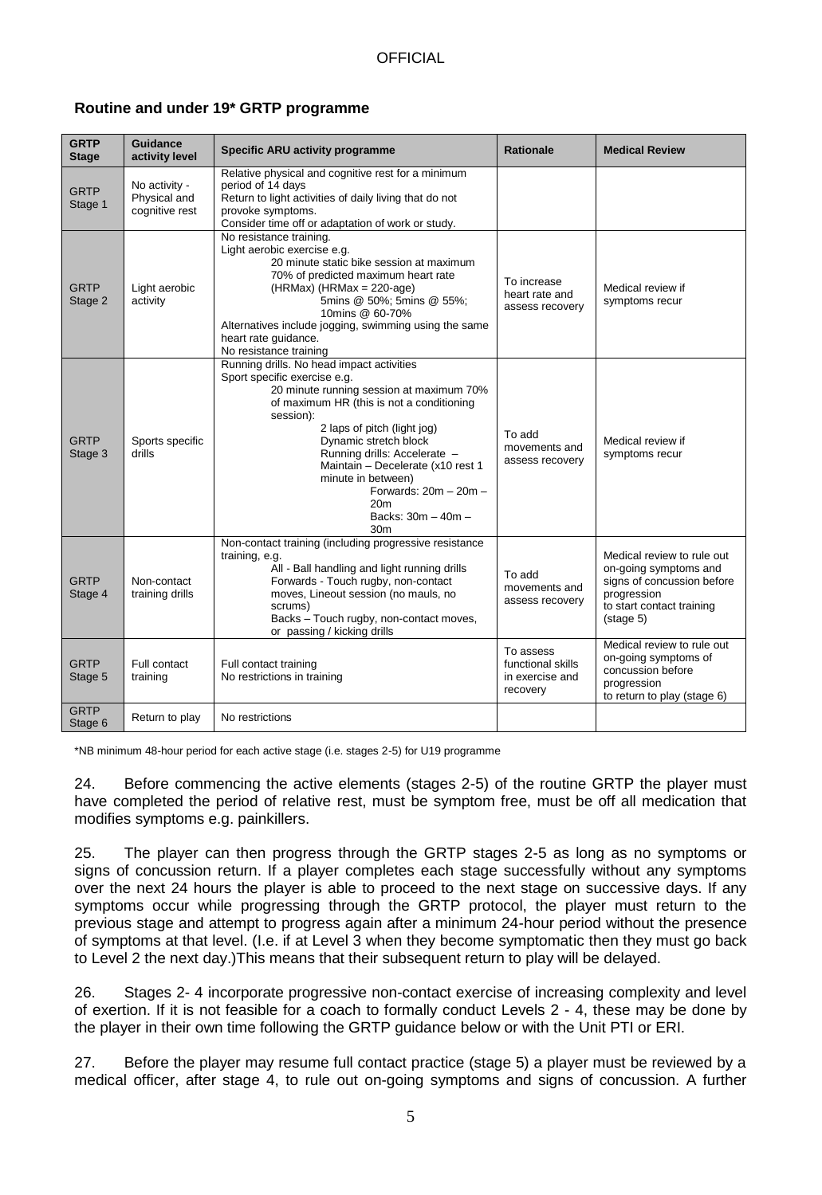### Routine and under 19* GRTP programme

| GRTP Stage | Guidance activity level | Specific ARU activity programme | Rationale | Medical Review |
|---|---|---|---|---|
| GRTP Stage 1 | No activity - Physical and cognitive rest | Relative physical and cognitive rest for a minimum period of 14 days<br>Return to light activities of daily living that do not provoke symptoms.<br>Consider time off or adaptation of work or study. | | |
| GRTP Stage 2 | Light aerobic activity | No resistance training.<br>Light aerobic exercise e.g.<br>20 minute static bike session at maximum 70% of predicted maximum heart rate (HRMax) (HRMax = 220-age)<br>5mins @ 50%; 5mins @ 55%; 10mins @ 60-70%<br>Alternatives include jogging, swimming using the same heart rate guidance.<br>No resistance training | To increase heart rate and assess recovery | Medical review if symptoms recur |
| GRTP Stage 3 | Sports specific drills | Running drills. No head impact activities<br>Sport specific exercise e.g.<br>20 minute running session at maximum 70% of maximum HR (this is not a conditioning session):<br>2 laps of pitch (light jog)<br>Dynamic stretch block<br>Running drills: Accelerate – Maintain – Decelerate (x10 rest 1 minute in between)<br>Forwards: 20m – 20m – 20m<br>Backs: 30m – 40m – 30m | To add movements and assess recovery | Medical review if symptoms recur |
| GRTP Stage 4 | Non-contact training drills | Non-contact training (including progressive resistance training, e.g.<br>All - Ball handling and light running drills<br>Forwards - Touch rugby, non-contact moves, Lineout session (no mauls, no scrums)<br>Backs – Touch rugby, non-contact moves, or passing / kicking drills | To add movements and assess recovery | Medical review to rule out on-going symptoms and signs of concussion before progression to start contact training (stage 5) |
| GRTP Stage 5 | Full contact training | Full contact training<br>No restrictions in training | To assess functional skills in exercise and recovery | Medical review to rule out on-going symptoms of concussion before progression to return to play (stage 6) |
| GRTP Stage 6 | Return to play | No restrictions | | |

*NB minimum 48-hour period for each active stage (i.e. stages 2-5) for U19 programme

24. Before commencing the active elements (stages 2-5) of the routine GRTP the player must have completed the period of relative rest, must be symptom free, must be off all medication that modifies symptoms e.g. painkillers.

25. The player can then progress through the GRTP stages 2-5 as long as no symptoms or signs of concussion return. If a player completes each stage successfully without any symptoms over the next 24 hours the player is able to proceed to the next stage on successive days. If any symptoms occur while progressing through the GRTP protocol, the player must return to the previous stage and attempt to progress again after a minimum 24-hour period without the presence of symptoms at that level. (I.e. if at Level 3 when they become symptomatic then they must go back to Level 2 the next day.)This means that their subsequent return to play will be delayed.

26. Stages 2- 4 incorporate progressive non-contact exercise of increasing complexity and level of exertion. If it is not feasible for a coach to formally conduct Levels 2 - 4, these may be done by the player in their own time following the GRTP guidance below or with the Unit PTI or ERI.

27. Before the player may resume full contact practice (stage 5) a player must be reviewed by a medical officer, after stage 4, to rule out on-going symptoms and signs of concussion. A further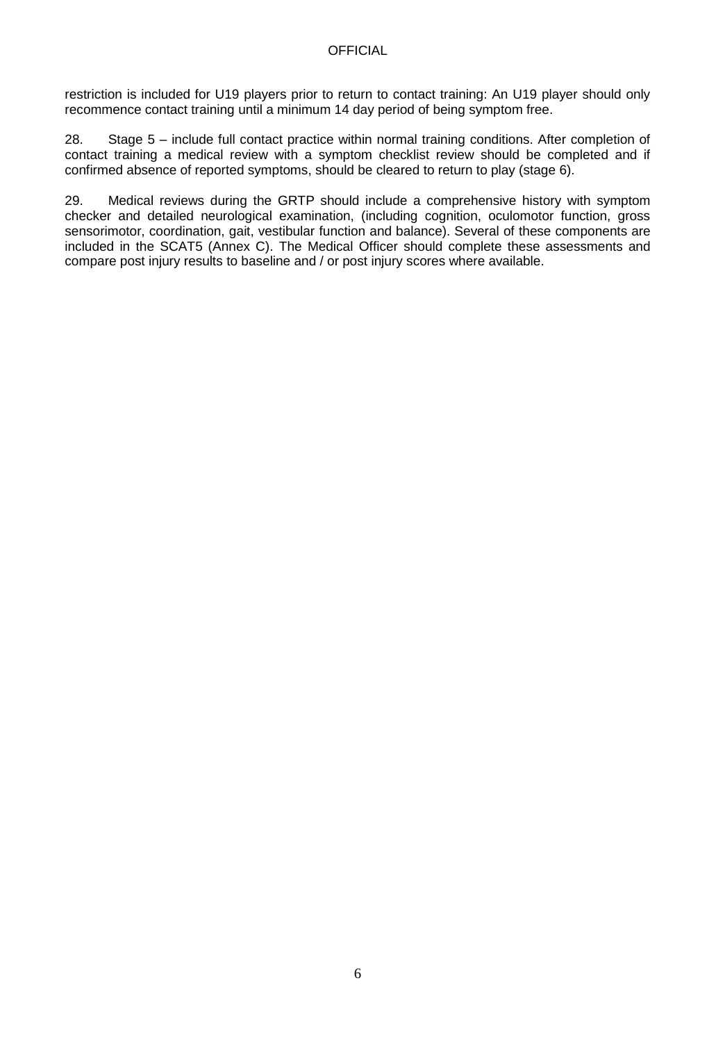restriction is included for U19 players prior to return to contact training: An U19 player should only recommence contact training until a minimum 14 day period of being symptom free.

28. Stage 5 – include full contact practice within normal training conditions. After completion of contact training a medical review with a symptom checklist review should be completed and if confirmed absence of reported symptoms, should be cleared to return to play (stage 6).

29. Medical reviews during the GRTP should include a comprehensive history with symptom checker and detailed neurological examination, (including cognition, oculomotor function, gross sensorimotor, coordination, gait, vestibular function and balance). Several of these components are included in the SCAT5 (Annex C). The Medical Officer should complete these assessments and compare post injury results to baseline and / or post injury scores where available.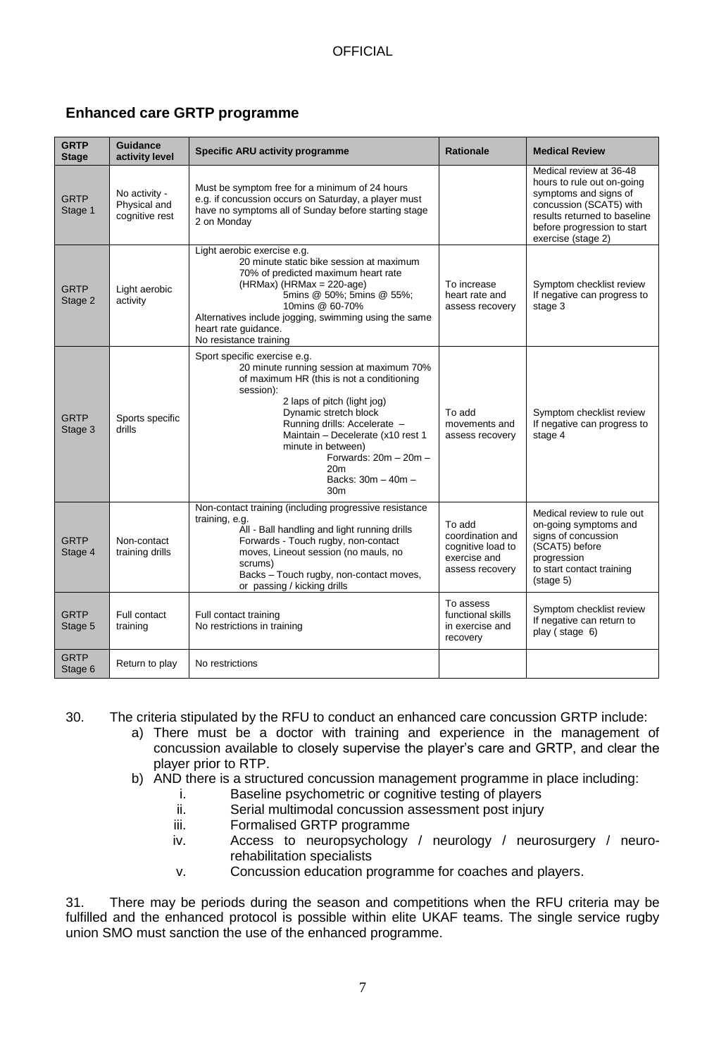## Enhanced care GRTP programme

| GRTP Stage | Guidance activity level | Specific ARU activity programme | Rationale | Medical Review |
|---|---|---|---|---|
| GRTP Stage 1 | No activity - Physical and cognitive rest | Must be symptom free for a minimum of 24 hours e.g. if concussion occurs on Saturday, a player must have no symptoms all of Sunday before starting stage 2 on Monday | | Medical review at 36-48 hours to rule out on-going symptoms and signs of concussion (SCAT5) with results returned to baseline before progression to start exercise (stage 2) |
| GRTP Stage 2 | Light aerobic activity | Light aerobic exercise e.g. 20 minute static bike session at maximum 70% of predicted maximum heart rate (HRMax) (HRMax = 220-age) 5mins @ 50%; 5mins @ 55%; 10mins @ 60-70% Alternatives include jogging, swimming using the same heart rate guidance. No resistance training | To increase heart rate and assess recovery | Symptom checklist review If negative can progress to stage 3 |
| GRTP Stage 3 | Sports specific drills | Sport specific exercise e.g. 20 minute running session at maximum 70% of maximum HR (this is not a conditioning session): 2 laps of pitch (light jog) Dynamic stretch block Running drills: Accelerate – Maintain – Decelerate (x10 rest 1 minute in between) Forwards: 20m – 20m – 20m Backs: 30m – 40m – 30m | To add movements and assess recovery | Symptom checklist review If negative can progress to stage 4 |
| GRTP Stage 4 | Non-contact training drills | Non-contact training (including progressive resistance training, e.g. All - Ball handling and light running drills Forwards - Touch rugby, non-contact moves, Lineout session (no mauls, no scrums) Backs – Touch rugby, non-contact moves, or passing / kicking drills | To add coordination and cognitive load to exercise and assess recovery | Medical review to rule out on-going symptoms and signs of concussion (SCAT5) before progression to start contact training (stage 5) |
| GRTP Stage 5 | Full contact training | Full contact training No restrictions in training | To assess functional skills in exercise and recovery | Symptom checklist review If negative can return to play ( stage 6) |
| GRTP Stage 6 | Return to play | No restrictions | | |

30. The criteria stipulated by the RFU to conduct an enhanced care concussion GRTP include:

a) There must be a doctor with training and experience in the management of concussion available to closely supervise the player's care and GRTP, and clear the player prior to RTP.

b) AND there is a structured concussion management programme in place including:

i. Baseline psychometric or cognitive testing of players
ii. Serial multimodal concussion assessment post injury
iii. Formalised GRTP programme
iv. Access to neuropsychology / neurology / neurosurgery / neuro-rehabilitation specialists
v. Concussion education programme for coaches and players.

31. There may be periods during the season and competitions when the RFU criteria may be fulfilled and the enhanced protocol is possible within elite UKAF teams. The single service rugby union SMO must sanction the use of the enhanced programme.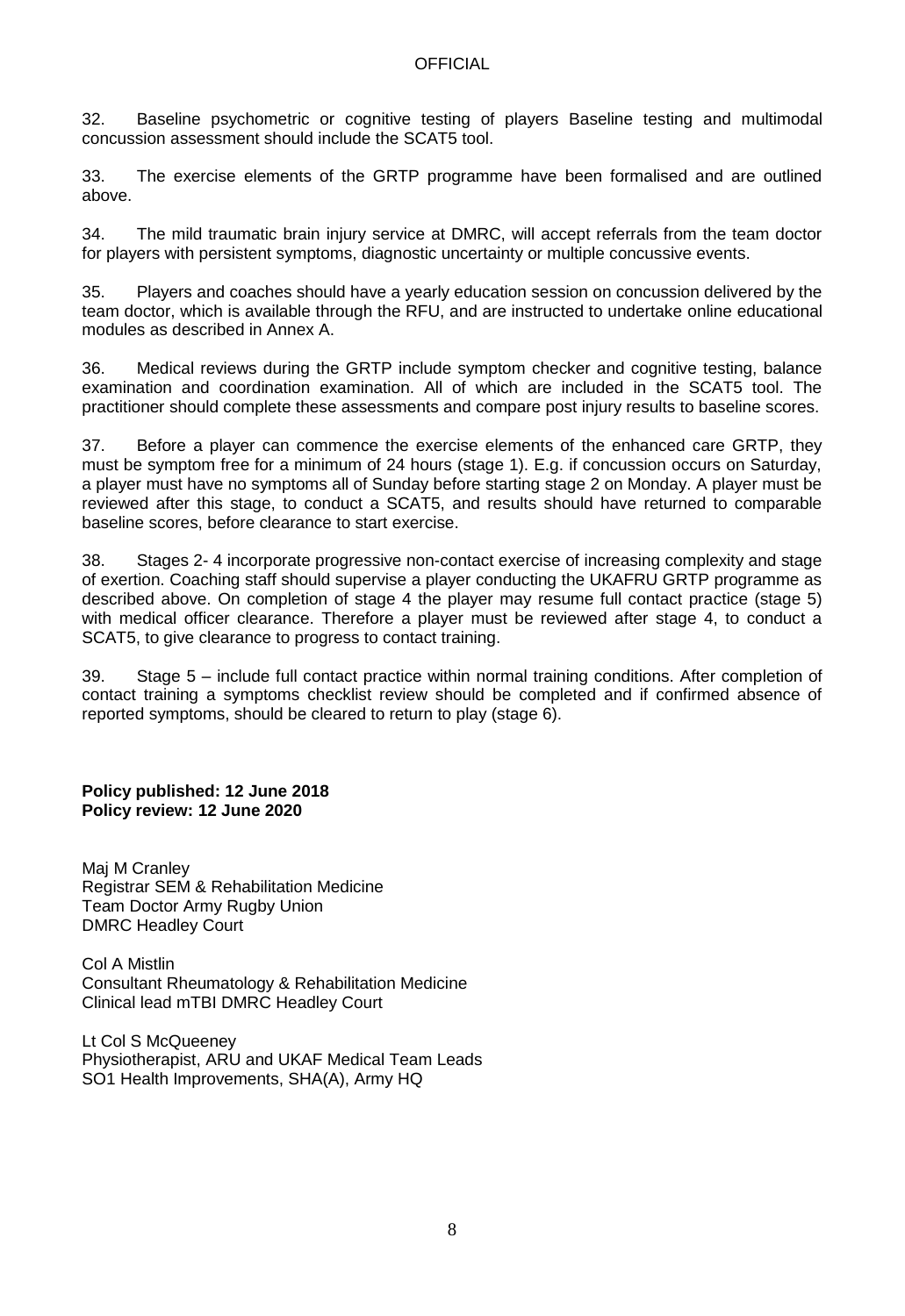32. Baseline psychometric or cognitive testing of players Baseline testing and multimodal concussion assessment should include the SCAT5 tool.

33. The exercise elements of the GRTP programme have been formalised and are outlined above.

34. The mild traumatic brain injury service at DMRC, will accept referrals from the team doctor for players with persistent symptoms, diagnostic uncertainty or multiple concussive events.

35. Players and coaches should have a yearly education session on concussion delivered by the team doctor, which is available through the RFU, and are instructed to undertake online educational modules as described in Annex A.

36. Medical reviews during the GRTP include symptom checker and cognitive testing, balance examination and coordination examination. All of which are included in the SCAT5 tool. The practitioner should complete these assessments and compare post injury results to baseline scores.

37. Before a player can commence the exercise elements of the enhanced care GRTP, they must be symptom free for a minimum of 24 hours (stage 1). E.g. if concussion occurs on Saturday, a player must have no symptoms all of Sunday before starting stage 2 on Monday. A player must be reviewed after this stage, to conduct a SCAT5, and results should have returned to comparable baseline scores, before clearance to start exercise.

38. Stages 2- 4 incorporate progressive non-contact exercise of increasing complexity and stage of exertion. Coaching staff should supervise a player conducting the UKAFRU GRTP programme as described above. On completion of stage 4 the player may resume full contact practice (stage 5) with medical officer clearance. Therefore a player must be reviewed after stage 4, to conduct a SCAT5, to give clearance to progress to contact training.

39. Stage 5 – include full contact practice within normal training conditions. After completion of contact training a symptoms checklist review should be completed and if confirmed absence of reported symptoms, should be cleared to return to play (stage 6).

**Policy published: 12 June 2018**
**Policy review: 12 June 2020**

Maj M Cranley
Registrar SEM & Rehabilitation Medicine
Team Doctor Army Rugby Union
DMRC Headley Court

Col A Mistlin
Consultant Rheumatology & Rehabilitation Medicine
Clinical lead mTBI DMRC Headley Court

Lt Col S McQueeney
Physiotherapist, ARU and UKAF Medical Team Leads
SO1 Health Improvements, SHA(A), Army HQ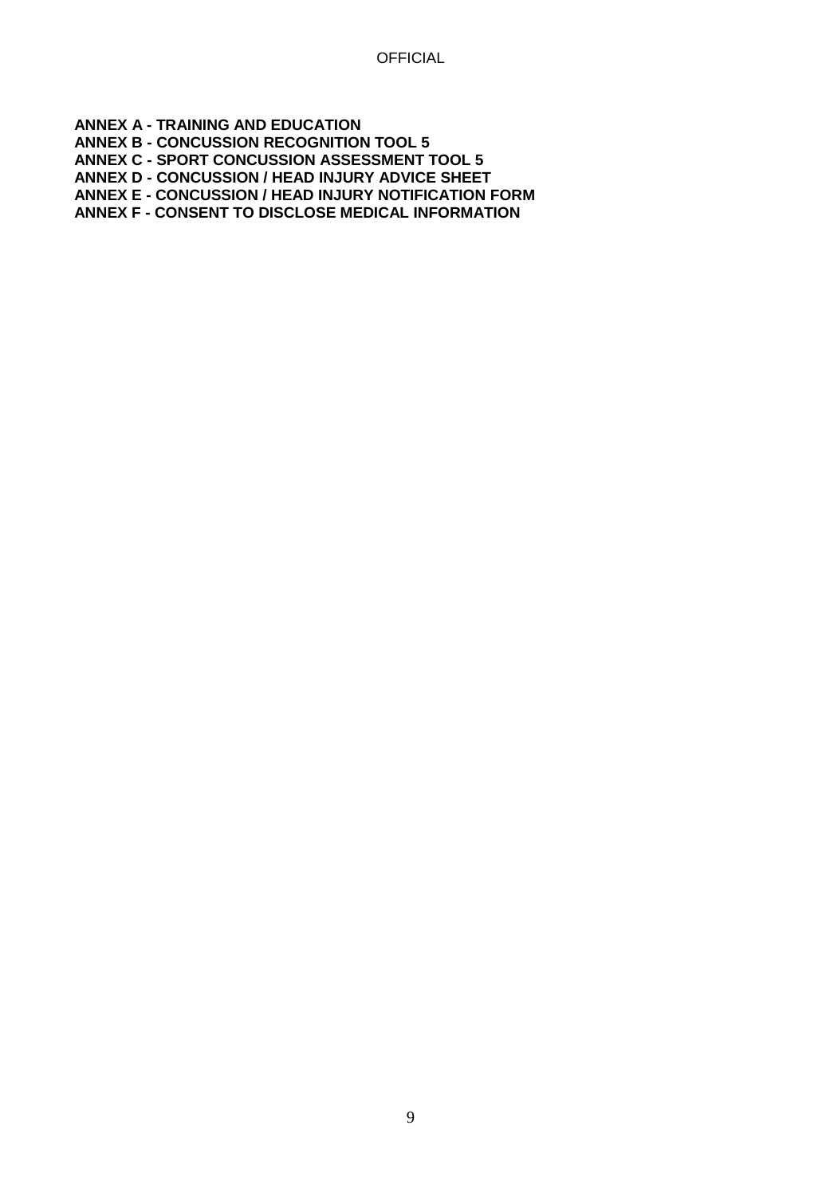**ANNEX A - TRAINING AND EDUCATION**
**ANNEX B - CONCUSSION RECOGNITION TOOL 5**
**ANNEX C - SPORT CONCUSSION ASSESSMENT TOOL 5**
**ANNEX D - CONCUSSION / HEAD INJURY ADVICE SHEET**
**ANNEX E - CONCUSSION / HEAD INJURY NOTIFICATION FORM**
**ANNEX F - CONSENT TO DISCLOSE MEDICAL INFORMATION**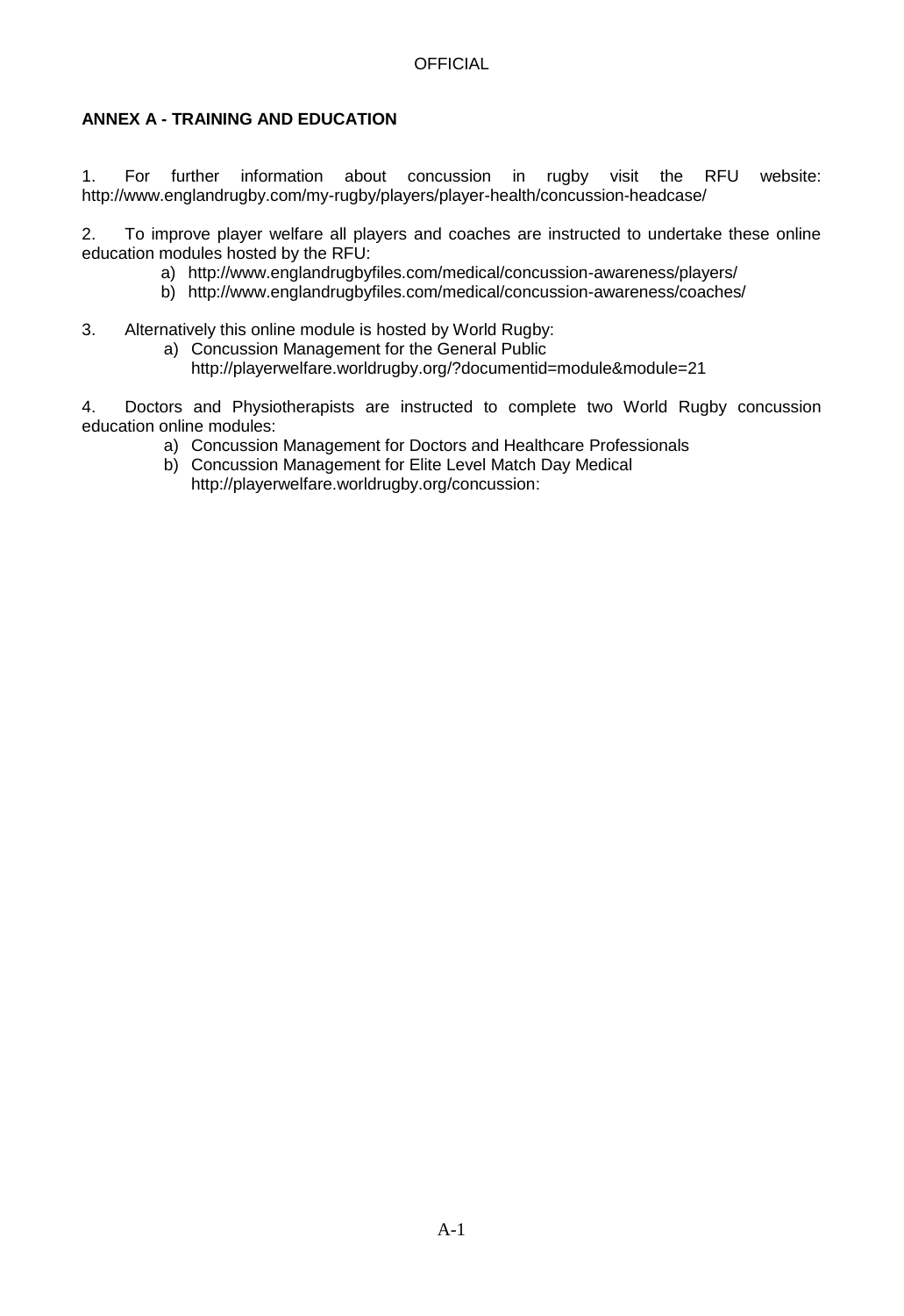## ANNEX A - TRAINING AND EDUCATION

1. For further information about concussion in rugby visit the RFU website: http://www.englandrugby.com/my-rugby/players/player-health/concussion-headcase/

2. To improve player welfare all players and coaches are instructed to undertake these online education modules hosted by the RFU:

   a) http://www.englandrugbyfiles.com/medical/concussion-awareness/players/
   b) http://www.englandrugbyfiles.com/medical/concussion-awareness/coaches/

3. Alternatively this online module is hosted by World Rugby:

   a) Concussion Management for the General Public
      http://playerwelfare.worldrugby.org/?documentid=module&module=21

4. Doctors and Physiotherapists are instructed to complete two World Rugby concussion education online modules:

   a) Concussion Management for Doctors and Healthcare Professionals
   b) Concussion Management for Elite Level Match Day Medical
      http://playerwelfare.worldrugby.org/concussion: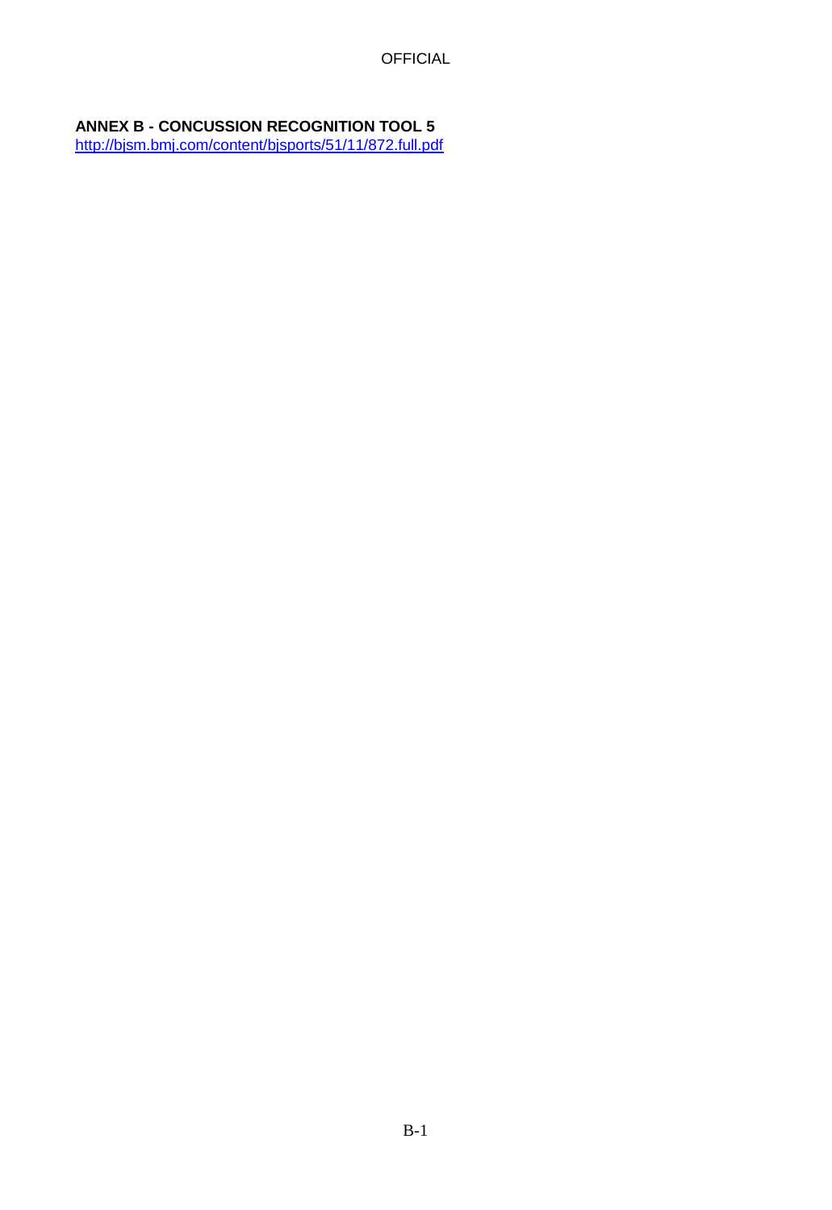**ANNEX B - CONCUSSION RECOGNITION TOOL 5**

http://bjsm.bmj.com/content/bjsports/51/11/872.full.pdf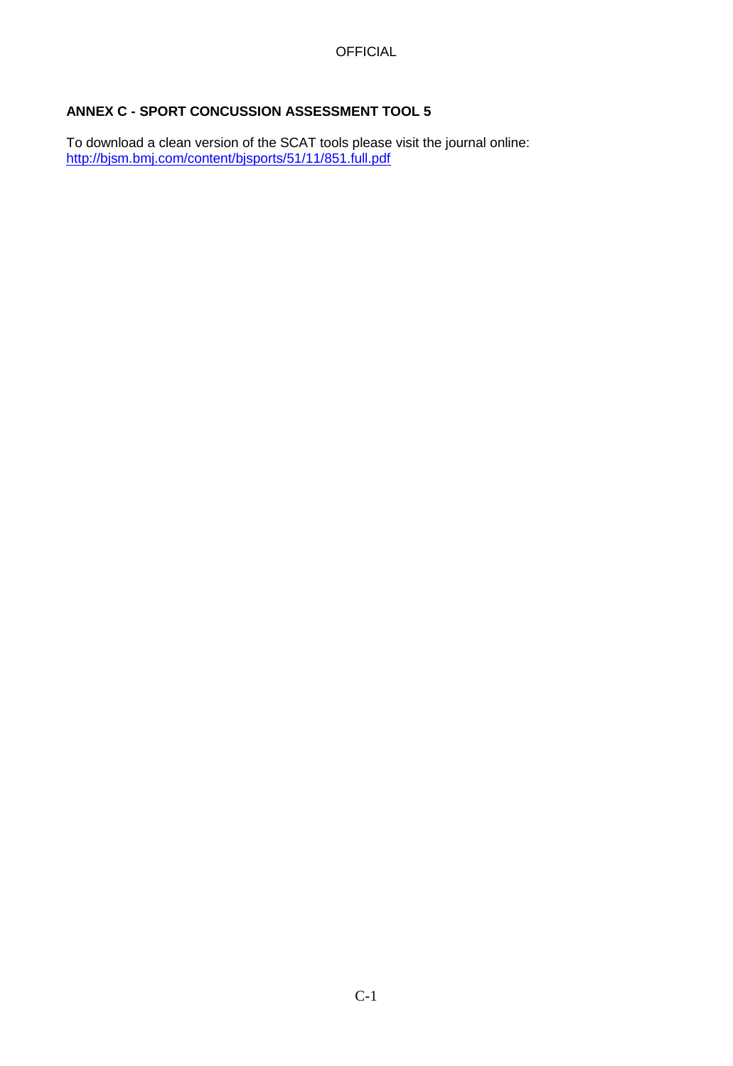**ANNEX C - SPORT CONCUSSION ASSESSMENT TOOL 5**

To download a clean version of the SCAT tools please visit the journal online:
[http://bjsm.bmj.com/content/bjsports/51/11/851.full.pdf](http://bjsm.bmj.com/content/bjsports/51/11/851.full.pdf)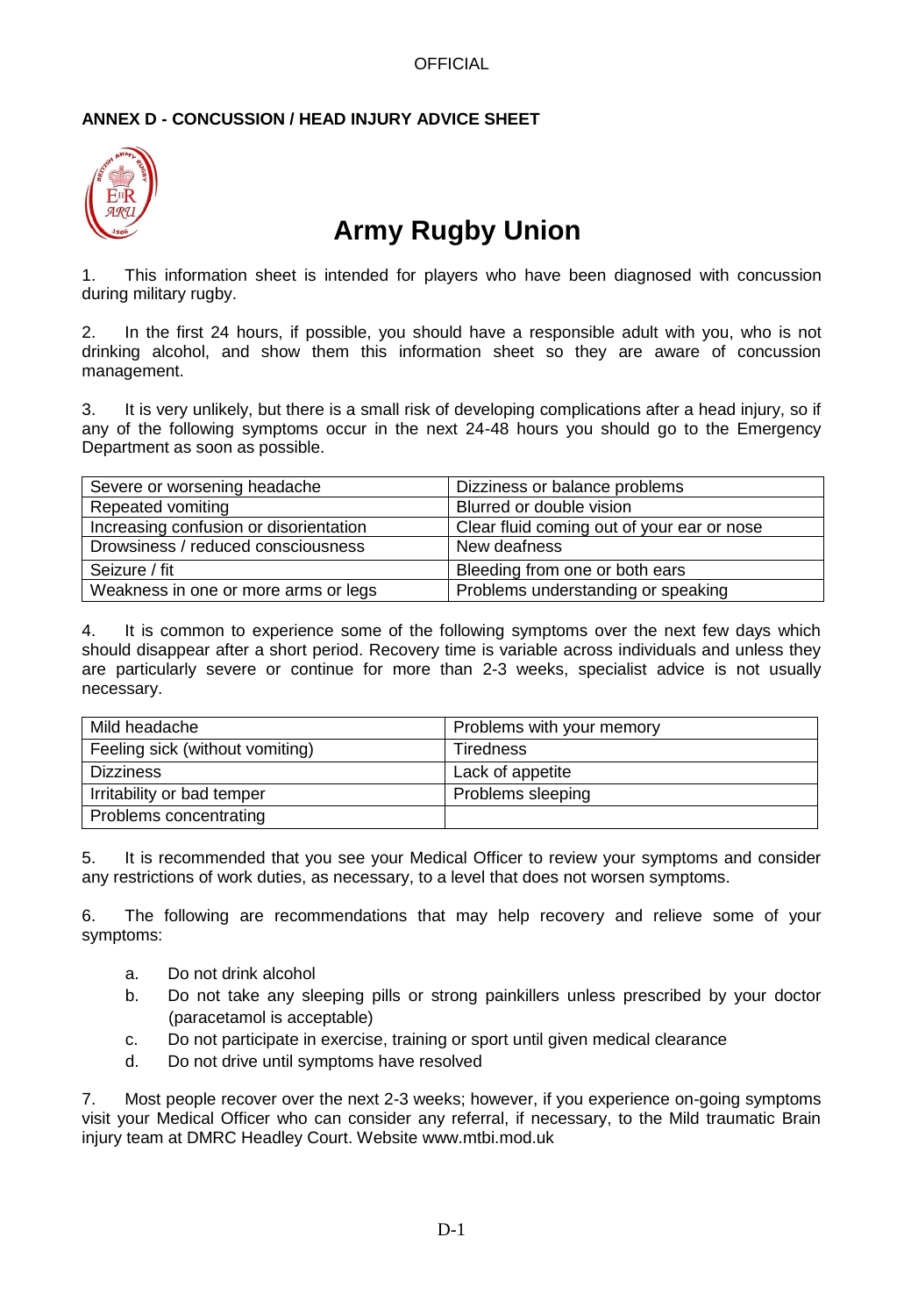**ANNEX D - CONCUSSION / HEAD INJURY ADVICE SHEET**

# Army Rugby Union

1. This information sheet is intended for players who have been diagnosed with concussion during military rugby.

2. In the first 24 hours, if possible, you should have a responsible adult with you, who is not drinking alcohol, and show them this information sheet so they are aware of concussion management.

3. It is very unlikely, but there is a small risk of developing complications after a head injury, so if any of the following symptoms occur in the next 24-48 hours you should go to the Emergency Department as soon as possible.

| | |
|---|---|
| Severe or worsening headache | Dizziness or balance problems |
| Repeated vomiting | Blurred or double vision |
| Increasing confusion or disorientation | Clear fluid coming out of your ear or nose |
| Drowsiness / reduced consciousness | New deafness |
| Seizure / fit | Bleeding from one or both ears |
| Weakness in one or more arms or legs | Problems understanding or speaking |

4. It is common to experience some of the following symptoms over the next few days which should disappear after a short period. Recovery time is variable across individuals and unless they are particularly severe or continue for more than 2-3 weeks, specialist advice is not usually necessary.

| | |
|---|---|
| Mild headache | Problems with your memory |
| Feeling sick (without vomiting) | Tiredness |
| Dizziness | Lack of appetite |
| Irritability or bad temper | Problems sleeping |
| Problems concentrating | |

5. It is recommended that you see your Medical Officer to review your symptoms and consider any restrictions of work duties, as necessary, to a level that does not worsen symptoms.

6. The following are recommendations that may help recovery and relieve some of your symptoms:

   a. Do not drink alcohol
   b. Do not take any sleeping pills or strong painkillers unless prescribed by your doctor (paracetamol is acceptable)
   c. Do not participate in exercise, training or sport until given medical clearance
   d. Do not drive until symptoms have resolved

7. Most people recover over the next 2-3 weeks; however, if you experience on-going symptoms visit your Medical Officer who can consider any referral, if necessary, to the Mild traumatic Brain injury team at DMRC Headley Court. Website www.mtbi.mod.uk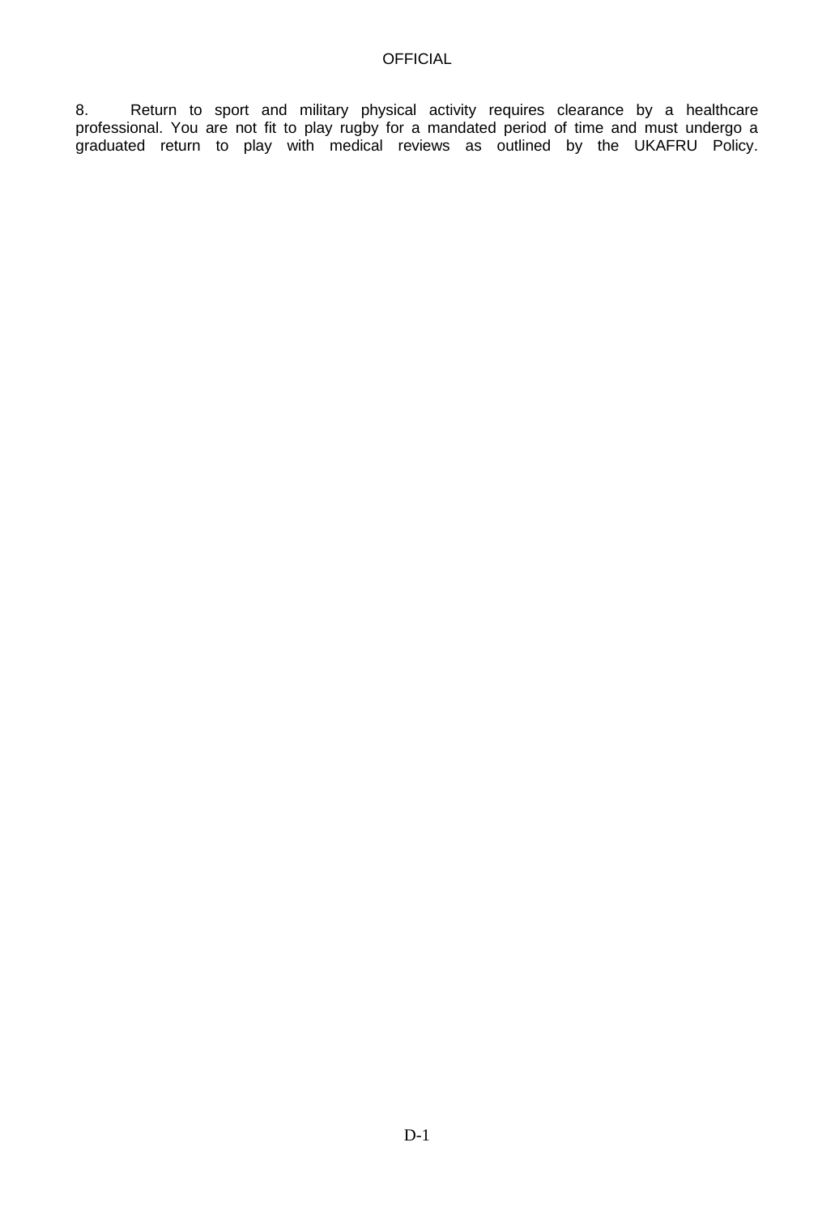8. Return to sport and military physical activity requires clearance by a healthcare professional. You are not fit to play rugby for a mandated period of time and must undergo a graduated return to play with medical reviews as outlined by the UKAFRU Policy.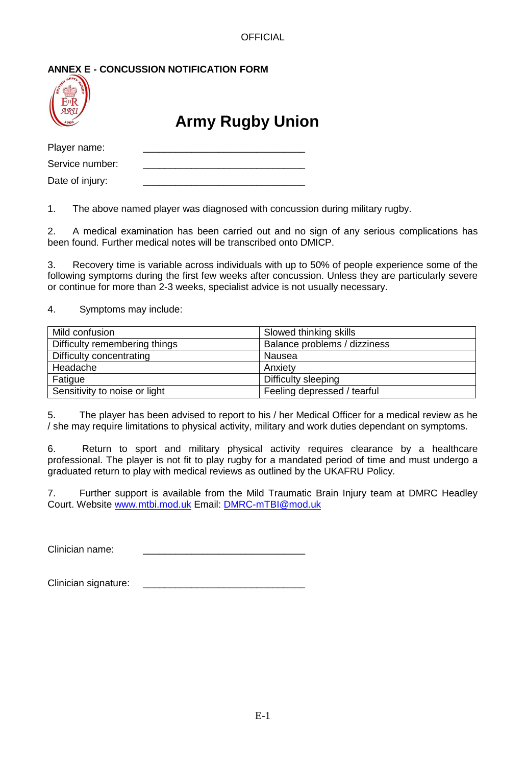## ANNEX E - CONCUSSION NOTIFICATION FORM

# Army Rugby Union

Player name: ______________________________

Service number: ______________________________

Date of injury: ______________________________

1. The above named player was diagnosed with concussion during military rugby.

2. A medical examination has been carried out and no sign of any serious complications has been found. Further medical notes will be transcribed onto DMICP.

3. Recovery time is variable across individuals with up to 50% of people experience some of the following symptoms during the first few weeks after concussion. Unless they are particularly severe or continue for more than 2-3 weeks, specialist advice is not usually necessary.

4. Symptoms may include:

| | |
|---|---|
| Mild confusion | Slowed thinking skills |
| Difficulty remembering things | Balance problems / dizziness |
| Difficulty concentrating | Nausea |
| Headache | Anxiety |
| Fatigue | Difficulty sleeping |
| Sensitivity to noise or light | Feeling depressed / tearful |

5. The player has been advised to report to his / her Medical Officer for a medical review as he / she may require limitations to physical activity, military and work duties dependant on symptoms.

6. Return to sport and military physical activity requires clearance by a healthcare professional. The player is not fit to play rugby for a mandated period of time and must undergo a graduated return to play with medical reviews as outlined by the UKAFRU Policy.

7. Further support is available from the Mild Traumatic Brain Injury team at DMRC Headley Court. Website [www.mtbi.mod.uk](http://www.mtbi.mod.uk) Email: [DMRC-mTBI@mod.uk](mailto:DMRC-mTBI@mod.uk)

Clinician name: ______________________________

Clinician signature: ______________________________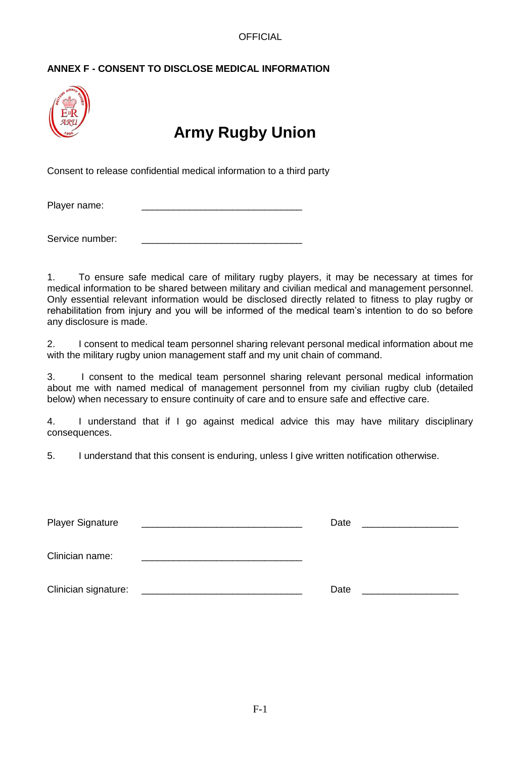OFFICIAL

## ANNEX F - CONSENT TO DISCLOSE MEDICAL INFORMATION

# Army Rugby Union

Consent to release confidential medical information to a third party

Player name: ______________________________

Service number: ______________________________

1. To ensure safe medical care of military rugby players, it may be necessary at times for medical information to be shared between military and civilian medical and management personnel. Only essential relevant information would be disclosed directly related to fitness to play rugby or rehabilitation from injury and you will be informed of the medical team's intention to do so before any disclosure is made.

2. I consent to medical team personnel sharing relevant personal medical information about me with the military rugby union management staff and my unit chain of command.

3. I consent to the medical team personnel sharing relevant personal medical information about me with named medical of management personnel from my civilian rugby club (detailed below) when necessary to ensure continuity of care and to ensure safe and effective care.

4. I understand that if I go against medical advice this may have military disciplinary consequences.

5. I understand that this consent is enduring, unless I give written notification otherwise.

Player Signature ______________________________ Date __________________

Clinician name: ______________________________

Clinician signature: ______________________________ Date __________________